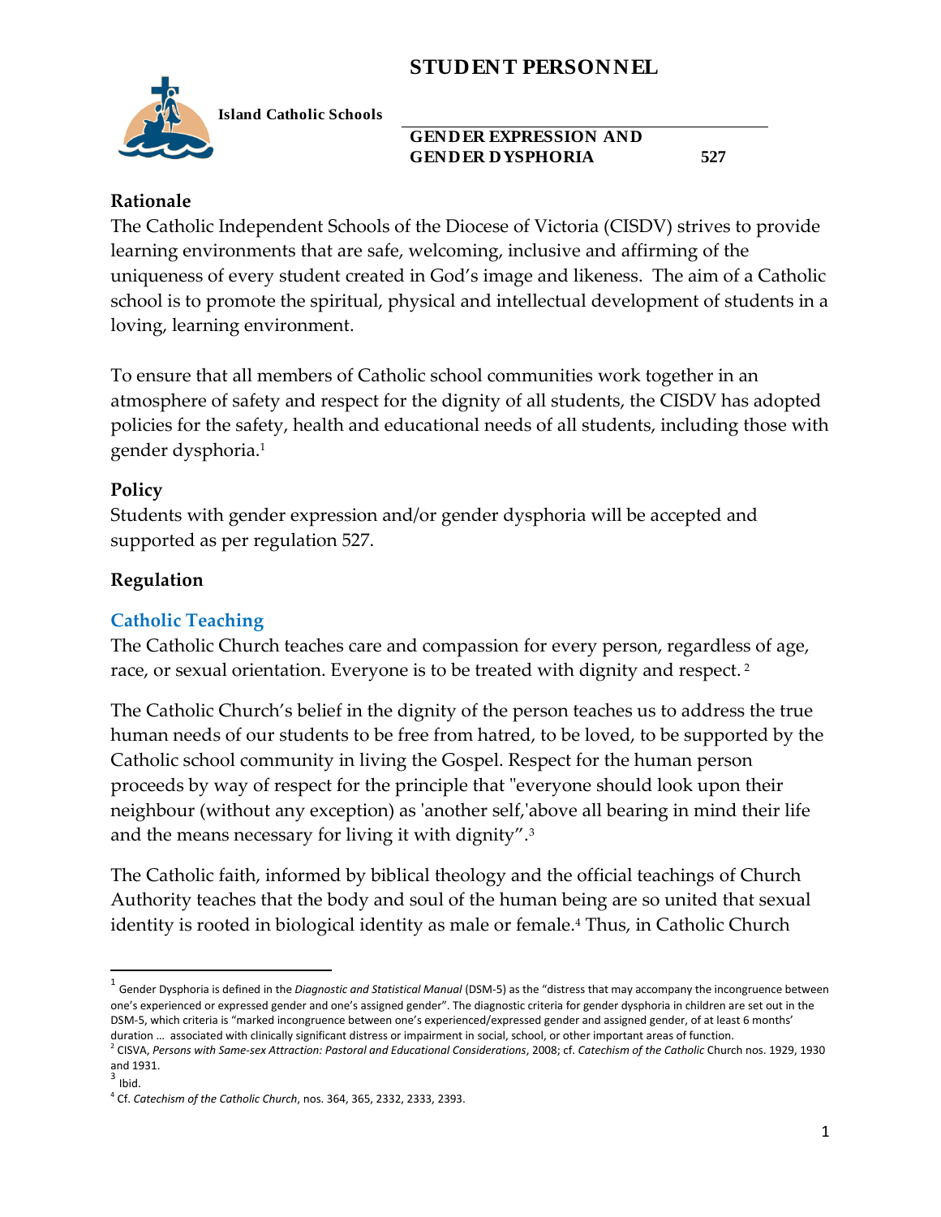# STUDENT PERSONNEL

**Island Catholic Schools**

**GENDER EXPRESSION AND GENDER DYSPHORIA 527**

## Rationale

The Catholic Independent Schools of the Diocese of Victoria (CISDV) strives to provide learning environments that are safe, welcoming, inclusive and affirming of the uniqueness of every student created in God's image and likeness. The aim of a Catholic school is to promote the spiritual, physical and intellectual development of students in a loving, learning environment.

To ensure that all members of Catholic school communities work together in an atmosphere of safety and respect for the dignity of all students, the CISDV has adopted policies for the safety, health and educational needs of all students, including those with gender dysphoria.[1]

## Policy

Students with gender expression and/or gender dysphoria will be accepted and supported as per regulation 527.

## Regulation

### Catholic Teaching

The Catholic Church teaches care and compassion for every person, regardless of age, race, or sexual orientation. Everyone is to be treated with dignity and respect. [2]

The Catholic Church's belief in the dignity of the person teaches us to address the true human needs of our students to be free from hatred, to be loved, to be supported by the Catholic school community in living the Gospel. Respect for the human person proceeds by way of respect for the principle that "everyone should look upon their neighbour (without any exception) as 'another self,'above all bearing in mind their life and the means necessary for living it with dignity".[3]

The Catholic faith, informed by biblical theology and the official teachings of Church Authority teaches that the body and soul of the human being are so united that sexual identity is rooted in biological identity as male or female.[4] Thus, in Catholic Church

---

[1] Gender Dysphoria is defined in the *Diagnostic and Statistical Manual* (DSM-5) as the "distress that may accompany the incongruence between one's experienced or expressed gender and one's assigned gender". The diagnostic criteria for gender dysphoria in children are set out in the DSM-5, which criteria is "marked incongruence between one's experienced/expressed gender and assigned gender, of at least 6 months' duration … associated with clinically significant distress or impairment in social, school, or other important areas of function.

[2] CISVA, *Persons with Same-sex Attraction: Pastoral and Educational Considerations*, 2008; cf. *Catechism of the Catholic* Church nos. 1929, 1930 and 1931.

[3] Ibid.

[4] Cf. *Catechism of the Catholic Church*, nos. 364, 365, 2332, 2333, 2393.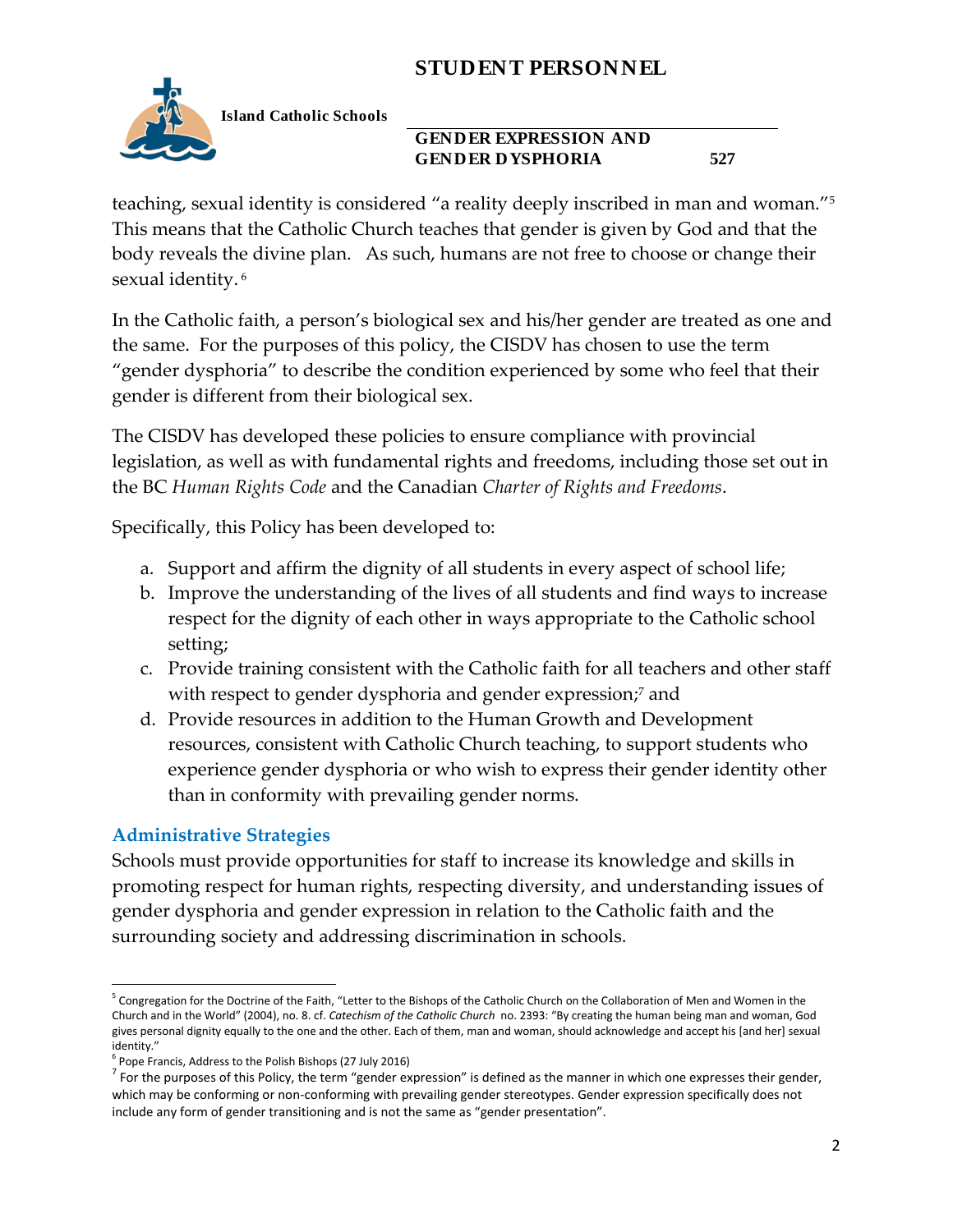teaching, sexual identity is considered “a reality deeply inscribed in man and woman.”[5] This means that the Catholic Church teaches that gender is given by God and that the body reveals the divine plan. As such, humans are not free to choose or change their sexual identity.[6]

In the Catholic faith, a person’s biological sex and his/her gender are treated as one and the same. For the purposes of this policy, the CISDV has chosen to use the term “gender dysphoria” to describe the condition experienced by some who feel that their gender is different from their biological sex.

The CISDV has developed these policies to ensure compliance with provincial legislation, as well as with fundamental rights and freedoms, including those set out in the BC *Human Rights Code* and the Canadian *Charter of Rights and Freedoms*.

Specifically, this Policy has been developed to:

a. Support and affirm the dignity of all students in every aspect of school life;
b. Improve the understanding of the lives of all students and find ways to increase respect for the dignity of each other in ways appropriate to the Catholic school setting;
c. Provide training consistent with the Catholic faith for all teachers and other staff with respect to gender dysphoria and gender expression;[7] and
d. Provide resources in addition to the Human Growth and Development resources, consistent with Catholic Church teaching, to support students who experience gender dysphoria or who wish to express their gender identity other than in conformity with prevailing gender norms.

## Administrative Strategies

Schools must provide opportunities for staff to increase its knowledge and skills in promoting respect for human rights, respecting diversity, and understanding issues of gender dysphoria and gender expression in relation to the Catholic faith and the surrounding society and addressing discrimination in schools.

---

[5] Congregation for the Doctrine of the Faith, “Letter to the Bishops of the Catholic Church on the Collaboration of Men and Women in the Church and in the World” (2004), no. 8. cf. *Catechism of the Catholic Church* no. 2393: “By creating the human being man and woman, God gives personal dignity equally to the one and the other. Each of them, man and woman, should acknowledge and accept his [and her] sexual identity.”

[6] Pope Francis, Address to the Polish Bishops (27 July 2016)

[7] For the purposes of this Policy, the term “gender expression” is defined as the manner in which one expresses their gender, which may be conforming or non-conforming with prevailing gender stereotypes. Gender expression specifically does not include any form of gender transitioning and is not the same as “gender presentation”.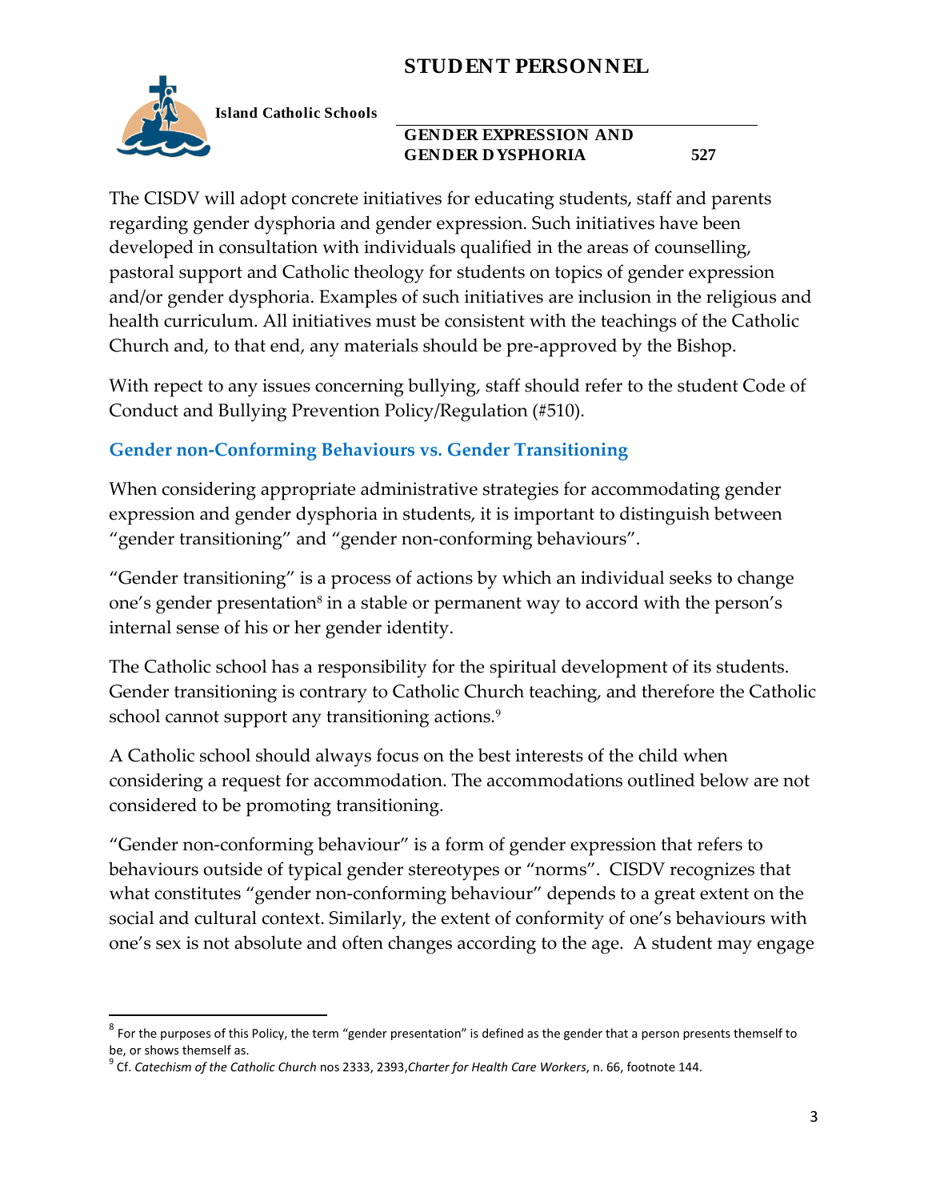The CISDV will adopt concrete initiatives for educating students, staff and parents regarding gender dysphoria and gender expression. Such initiatives have been developed in consultation with individuals qualified in the areas of counselling, pastoral support and Catholic theology for students on topics of gender expression and/or gender dysphoria. Examples of such initiatives are inclusion in the religious and health curriculum. All initiatives must be consistent with the teachings of the Catholic Church and, to that end, any materials should be pre-approved by the Bishop.

With repect to any issues concerning bullying, staff should refer to the student Code of Conduct and Bullying Prevention Policy/Regulation (#510).

### Gender non-Conforming Behaviours vs. Gender Transitioning

When considering appropriate administrative strategies for accommodating gender expression and gender dysphoria in students, it is important to distinguish between "gender transitioning" and "gender non-conforming behaviours".

"Gender transitioning" is a process of actions by which an individual seeks to change one's gender presentation[8] in a stable or permanent way to accord with the person's internal sense of his or her gender identity.

The Catholic school has a responsibility for the spiritual development of its students. Gender transitioning is contrary to Catholic Church teaching, and therefore the Catholic school cannot support any transitioning actions.[9]

A Catholic school should always focus on the best interests of the child when considering a request for accommodation. The accommodations outlined below are not considered to be promoting transitioning.

"Gender non-conforming behaviour" is a form of gender expression that refers to behaviours outside of typical gender stereotypes or "norms". CISDV recognizes that what constitutes "gender non-conforming behaviour" depends to a great extent on the social and cultural context. Similarly, the extent of conformity of one's behaviours with one's sex is not absolute and often changes according to the age. A student may engage

---

[8] For the purposes of this Policy, the term "gender presentation" is defined as the gender that a person presents themself to be, or shows themself as.

[9] Cf. *Catechism of the Catholic Church* nos 2333, 2393, *Charter for Health Care Workers*, n. 66, footnote 144.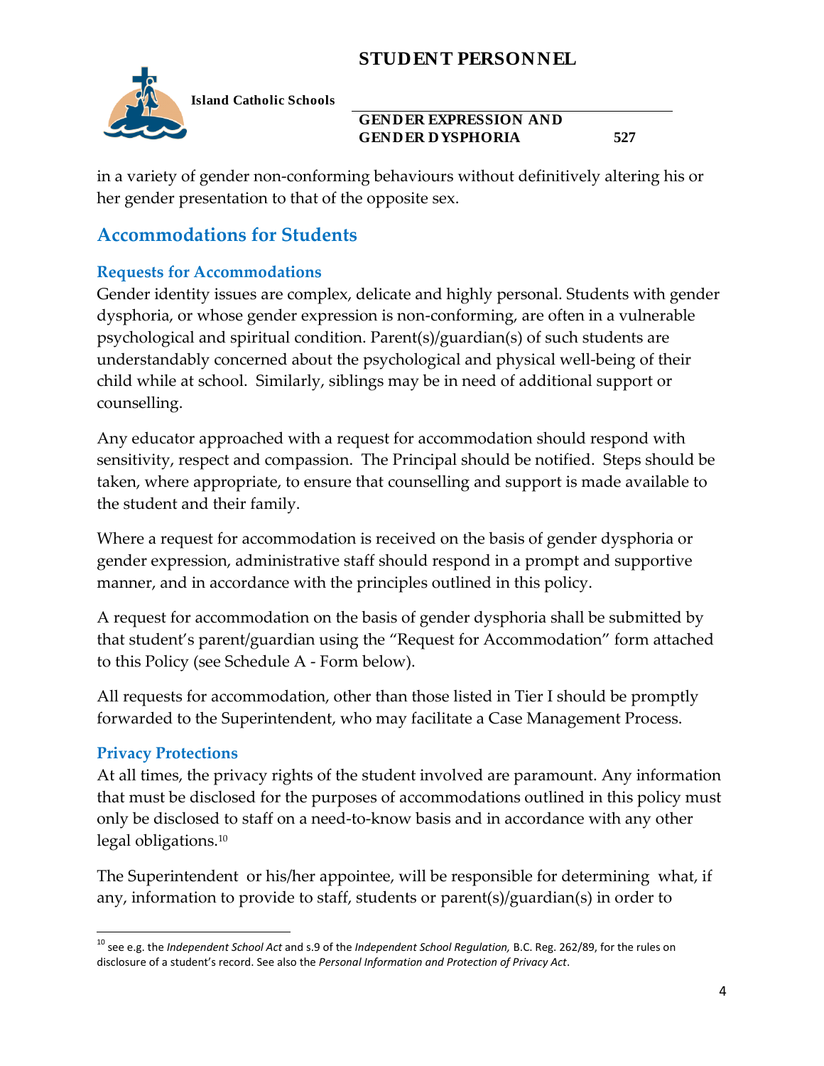in a variety of gender non-conforming behaviours without definitively altering his or her gender presentation to that of the opposite sex.

## Accommodations for Students

### Requests for Accommodations

Gender identity issues are complex, delicate and highly personal. Students with gender dysphoria, or whose gender expression is non-conforming, are often in a vulnerable psychological and spiritual condition. Parent(s)/guardian(s) of such students are understandably concerned about the psychological and physical well-being of their child while at school. Similarly, siblings may be in need of additional support or counselling.

Any educator approached with a request for accommodation should respond with sensitivity, respect and compassion. The Principal should be notified. Steps should be taken, where appropriate, to ensure that counselling and support is made available to the student and their family.

Where a request for accommodation is received on the basis of gender dysphoria or gender expression, administrative staff should respond in a prompt and supportive manner, and in accordance with the principles outlined in this policy.

A request for accommodation on the basis of gender dysphoria shall be submitted by that student's parent/guardian using the "Request for Accommodation" form attached to this Policy (see Schedule A - Form below).

All requests for accommodation, other than those listed in Tier I should be promptly forwarded to the Superintendent, who may facilitate a Case Management Process.

### Privacy Protections

At all times, the privacy rights of the student involved are paramount. Any information that must be disclosed for the purposes of accommodations outlined in this policy must only be disclosed to staff on a need-to-know basis and in accordance with any other legal obligations.[10]

The Superintendent or his/her appointee, will be responsible for determining what, if any, information to provide to staff, students or parent(s)/guardian(s) in order to

[10] see e.g. the *Independent School Act* and s.9 of the *Independent School Regulation,* B.C. Reg. 262/89, for the rules on disclosure of a student's record. See also the *Personal Information and Protection of Privacy Act*.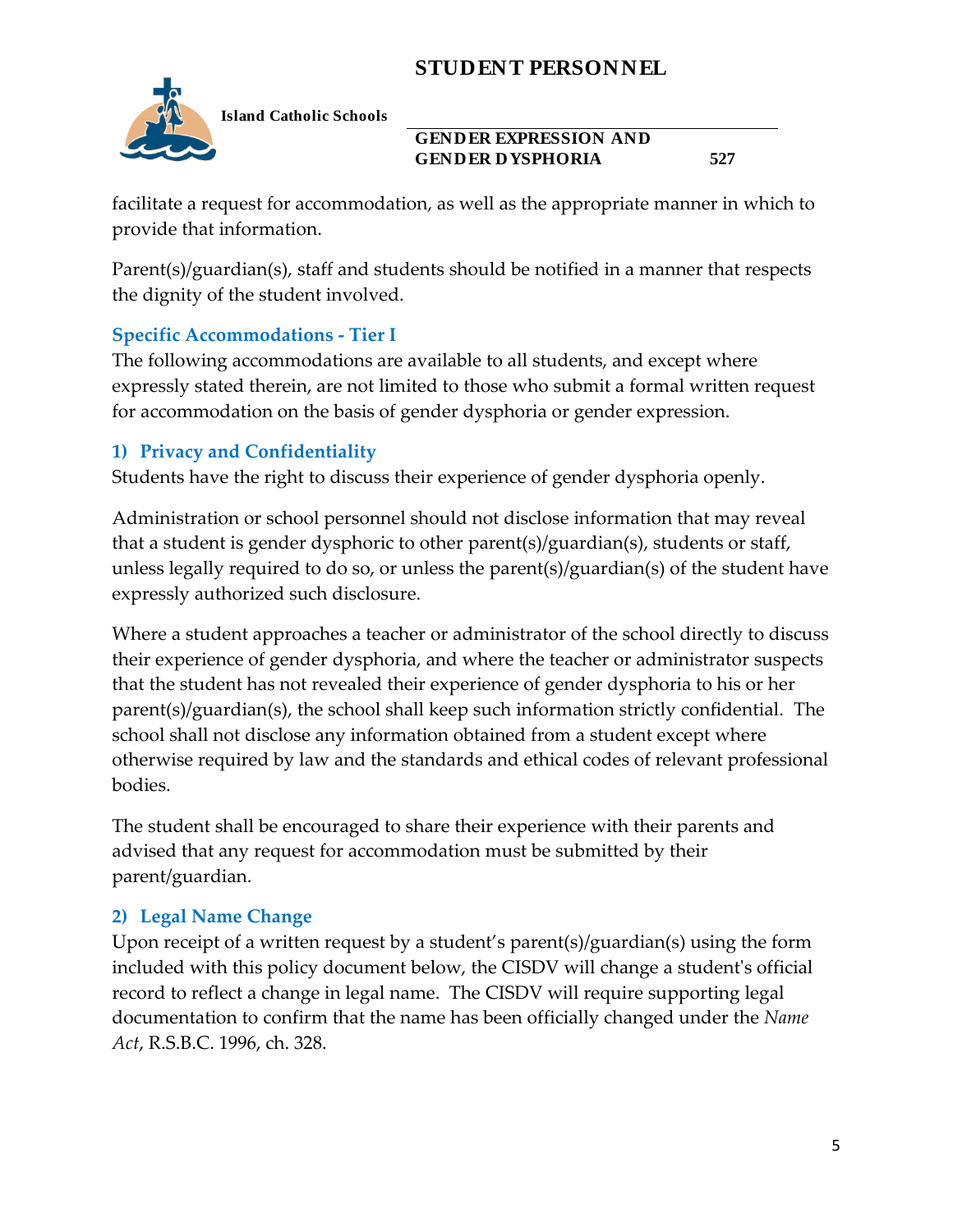facilitate a request for accommodation, as well as the appropriate manner in which to provide that information.

Parent(s)/guardian(s), staff and students should be notified in a manner that respects the dignity of the student involved.

## Specific Accommodations - Tier I

The following accommodations are available to all students, and except where expressly stated therein, are not limited to those who submit a formal written request for accommodation on the basis of gender dysphoria or gender expression.

### 1) Privacy and Confidentiality

Students have the right to discuss their experience of gender dysphoria openly.

Administration or school personnel should not disclose information that may reveal that a student is gender dysphoric to other parent(s)/guardian(s), students or staff, unless legally required to do so, or unless the parent(s)/guardian(s) of the student have expressly authorized such disclosure.

Where a student approaches a teacher or administrator of the school directly to discuss their experience of gender dysphoria, and where the teacher or administrator suspects that the student has not revealed their experience of gender dysphoria to his or her parent(s)/guardian(s), the school shall keep such information strictly confidential. The school shall not disclose any information obtained from a student except where otherwise required by law and the standards and ethical codes of relevant professional bodies.

The student shall be encouraged to share their experience with their parents and advised that any request for accommodation must be submitted by their parent/guardian.

### 2) Legal Name Change

Upon receipt of a written request by a student's parent(s)/guardian(s) using the form included with this policy document below, the CISDV will change a student's official record to reflect a change in legal name. The CISDV will require supporting legal documentation to confirm that the name has been officially changed under the *Name Act*, R.S.B.C. 1996, ch. 328.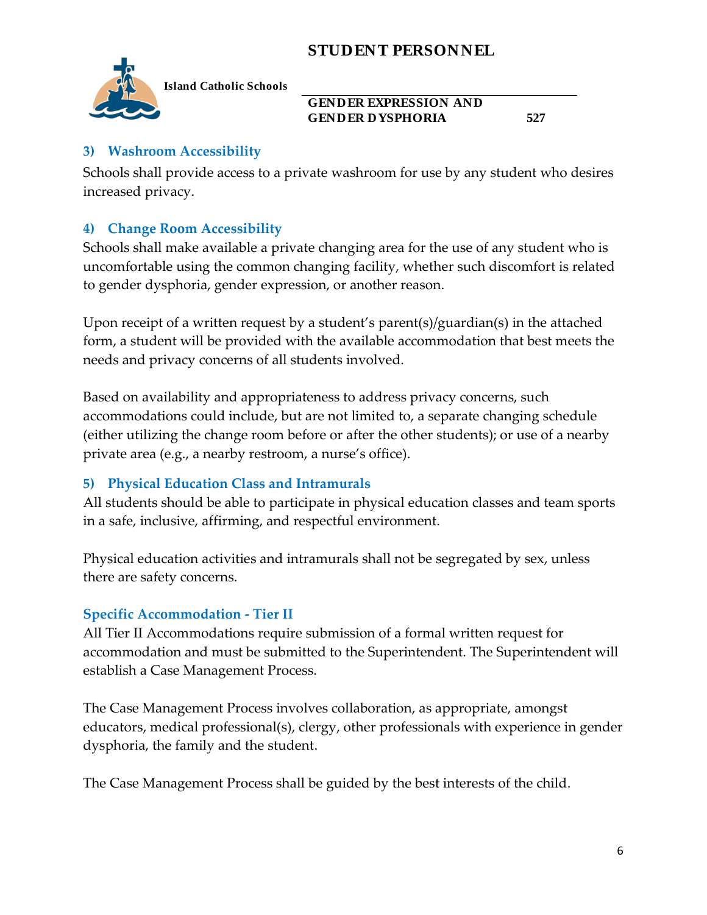### 3) Washroom Accessibility

Schools shall provide access to a private washroom for use by any student who desires increased privacy.

### 4) Change Room Accessibility

Schools shall make available a private changing area for the use of any student who is uncomfortable using the common changing facility, whether such discomfort is related to gender dysphoria, gender expression, or another reason.

Upon receipt of a written request by a student's parent(s)/guardian(s) in the attached form, a student will be provided with the available accommodation that best meets the needs and privacy concerns of all students involved.

Based on availability and appropriateness to address privacy concerns, such accommodations could include, but are not limited to, a separate changing schedule (either utilizing the change room before or after the other students); or use of a nearby private area (e.g., a nearby restroom, a nurse's office).

### 5) Physical Education Class and Intramurals

All students should be able to participate in physical education classes and team sports in a safe, inclusive, affirming, and respectful environment.

Physical education activities and intramurals shall not be segregated by sex, unless there are safety concerns.

### Specific Accommodation - Tier II

All Tier II Accommodations require submission of a formal written request for accommodation and must be submitted to the Superintendent. The Superintendent will establish a Case Management Process.

The Case Management Process involves collaboration, as appropriate, amongst educators, medical professional(s), clergy, other professionals with experience in gender dysphoria, the family and the student.

The Case Management Process shall be guided by the best interests of the child.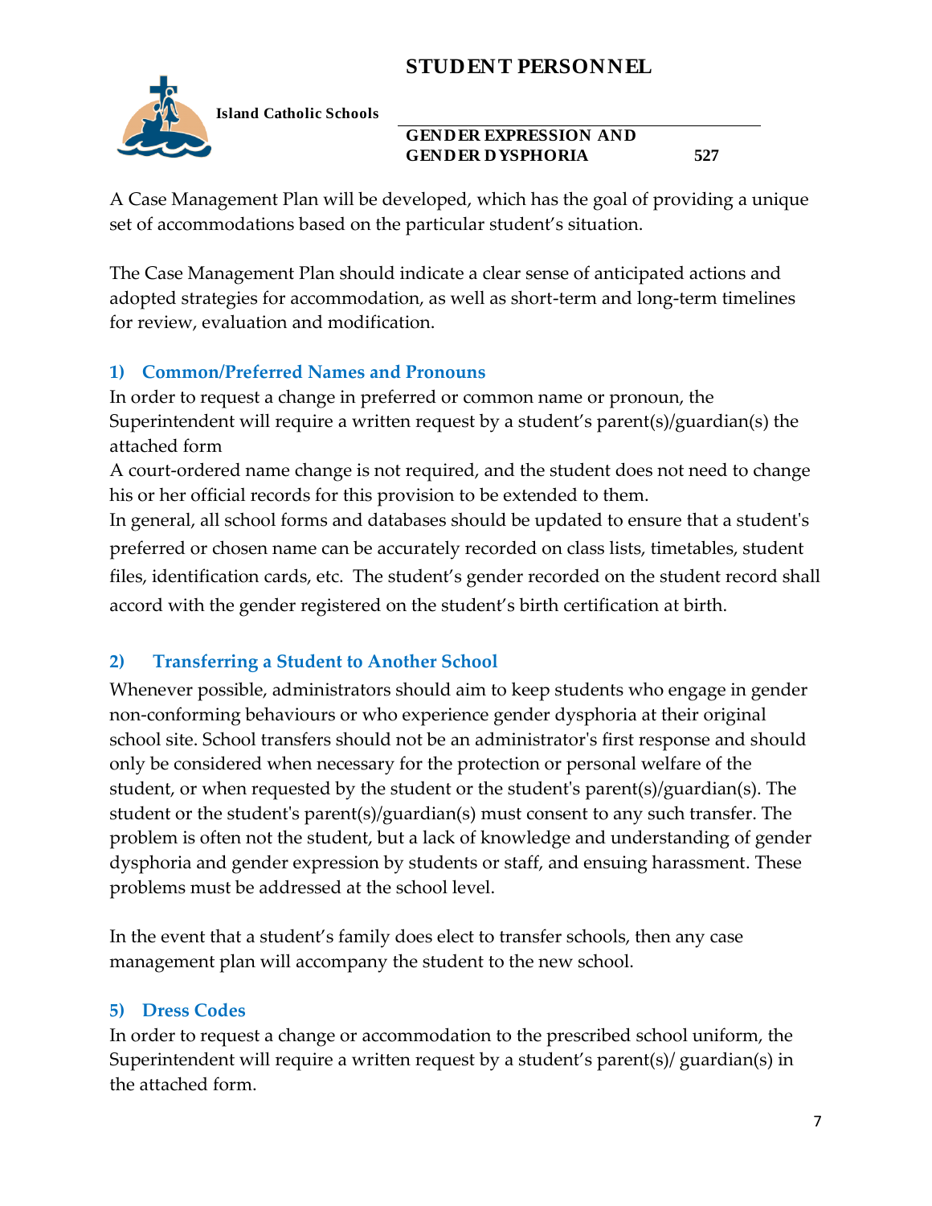A Case Management Plan will be developed, which has the goal of providing a unique set of accommodations based on the particular student's situation.

The Case Management Plan should indicate a clear sense of anticipated actions and adopted strategies for accommodation, as well as short-term and long-term timelines for review, evaluation and modification.

### 1) Common/Preferred Names and Pronouns

In order to request a change in preferred or common name or pronoun, the Superintendent will require a written request by a student's parent(s)/guardian(s) the attached form

A court-ordered name change is not required, and the student does not need to change his or her official records for this provision to be extended to them.

In general, all school forms and databases should be updated to ensure that a student's preferred or chosen name can be accurately recorded on class lists, timetables, student files, identification cards, etc. The student's gender recorded on the student record shall accord with the gender registered on the student's birth certification at birth.

### 2) Transferring a Student to Another School

Whenever possible, administrators should aim to keep students who engage in gender non-conforming behaviours or who experience gender dysphoria at their original school site. School transfers should not be an administrator's first response and should only be considered when necessary for the protection or personal welfare of the student, or when requested by the student or the student's parent(s)/guardian(s). The student or the student's parent(s)/guardian(s) must consent to any such transfer. The problem is often not the student, but a lack of knowledge and understanding of gender dysphoria and gender expression by students or staff, and ensuing harassment. These problems must be addressed at the school level.

In the event that a student's family does elect to transfer schools, then any case management plan will accompany the student to the new school.

### 5) Dress Codes

In order to request a change or accommodation to the prescribed school uniform, the Superintendent will require a written request by a student's parent(s)/ guardian(s) in the attached form.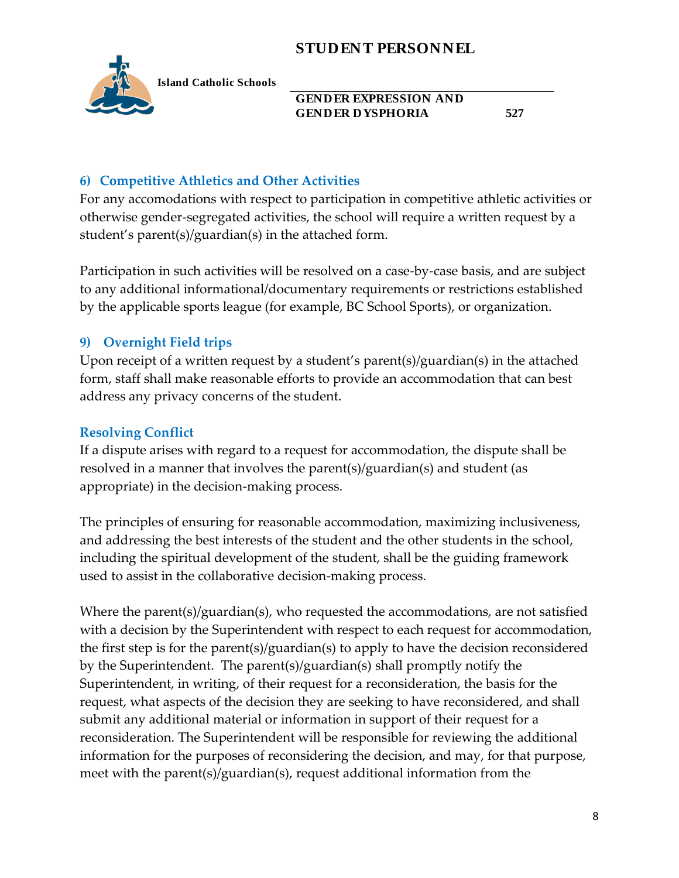### 6) Competitive Athletics and Other Activities

For any accomodations with respect to participation in competitive athletic activities or otherwise gender-segregated activities, the school will require a written request by a student's parent(s)/guardian(s) in the attached form.

Participation in such activities will be resolved on a case-by-case basis, and are subject to any additional informational/documentary requirements or restrictions established by the applicable sports league (for example, BC School Sports), or organization.

### 9) Overnight Field trips

Upon receipt of a written request by a student's parent(s)/guardian(s) in the attached form, staff shall make reasonable efforts to provide an accommodation that can best address any privacy concerns of the student.

### Resolving Conflict

If a dispute arises with regard to a request for accommodation, the dispute shall be resolved in a manner that involves the parent(s)/guardian(s) and student (as appropriate) in the decision-making process.

The principles of ensuring for reasonable accommodation, maximizing inclusiveness, and addressing the best interests of the student and the other students in the school, including the spiritual development of the student, shall be the guiding framework used to assist in the collaborative decision-making process.

Where the parent(s)/guardian(s), who requested the accommodations, are not satisfied with a decision by the Superintendent with respect to each request for accommodation, the first step is for the parent(s)/guardian(s) to apply to have the decision reconsidered by the Superintendent. The parent(s)/guardian(s) shall promptly notify the Superintendent, in writing, of their request for a reconsideration, the basis for the request, what aspects of the decision they are seeking to have reconsidered, and shall submit any additional material or information in support of their request for a reconsideration. The Superintendent will be responsible for reviewing the additional information for the purposes of reconsidering the decision, and may, for that purpose, meet with the parent(s)/guardian(s), request additional information from the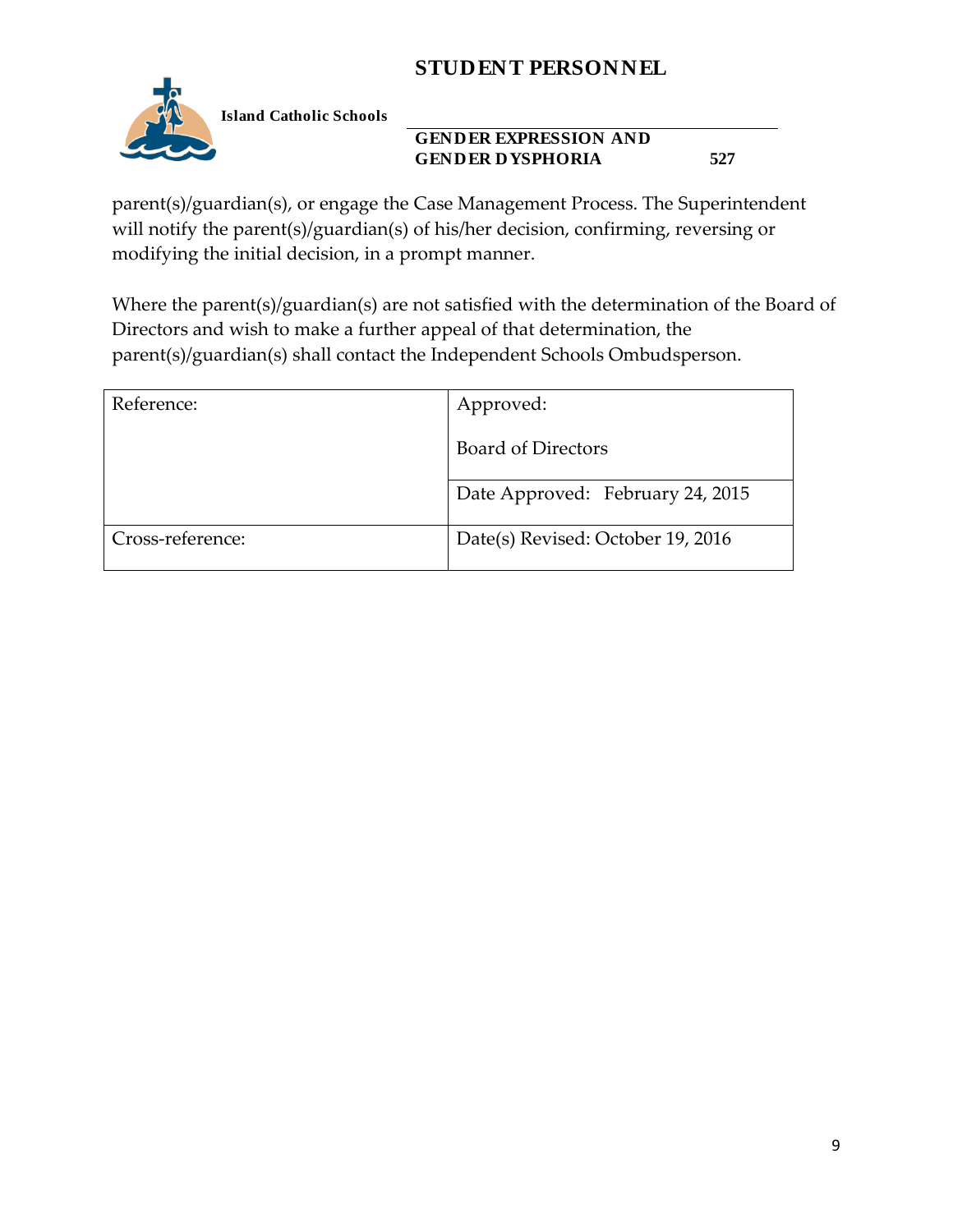parent(s)/guardian(s), or engage the Case Management Process. The Superintendent will notify the parent(s)/guardian(s) of his/her decision, confirming, reversing or modifying the initial decision, in a prompt manner.

Where the parent(s)/guardian(s) are not satisfied with the determination of the Board of Directors and wish to make a further appeal of that determination, the parent(s)/guardian(s) shall contact the Independent Schools Ombudsperson.

| Reference: | Approved:<br><br>Board of Directors |
|---|---|
| | Date Approved: February 24, 2015 |
| Cross-reference: | Date(s) Revised: October 19, 2016 |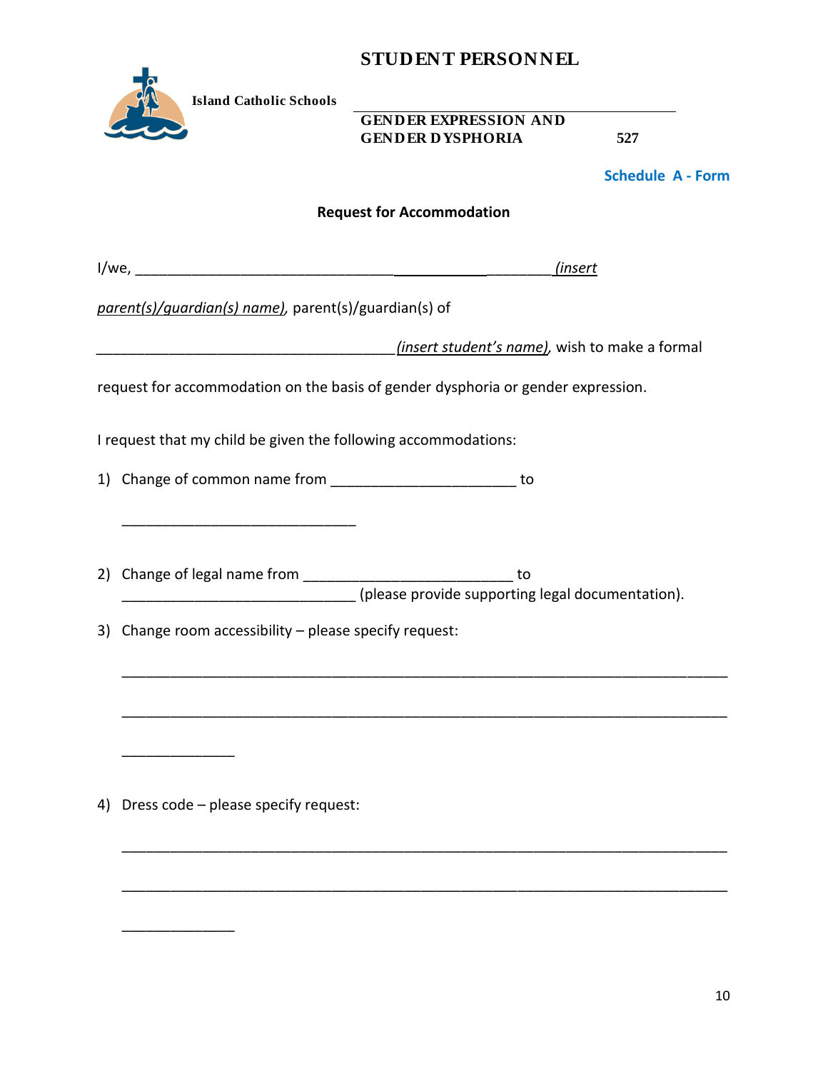# STUDENT PERSONNEL

**Island Catholic Schools**

**GENDER EXPRESSION AND GENDER DYSPHORIA** **527**

**Schedule A - Form**

**Request for Accommodation**

I/we, _____________________________________________________*(insert parent(s)/guardian(s) name)*, parent(s)/guardian(s) of

______________________________________*(insert student's name)*, wish to make a formal request for accommodation on the basis of gender dysphoria or gender expression.

I request that my child be given the following accommodations:

1) Change of common name from _______________________ to

   _____________________________

2) Change of legal name from __________________________ to _____________________________ (please provide supporting legal documentation).

3) Change room accessibility – please specify request:

   ___________________________________________________________________________

   ___________________________________________________________________________

   ______________

4) Dress code – please specify request:

   ___________________________________________________________________________

   ___________________________________________________________________________

   ______________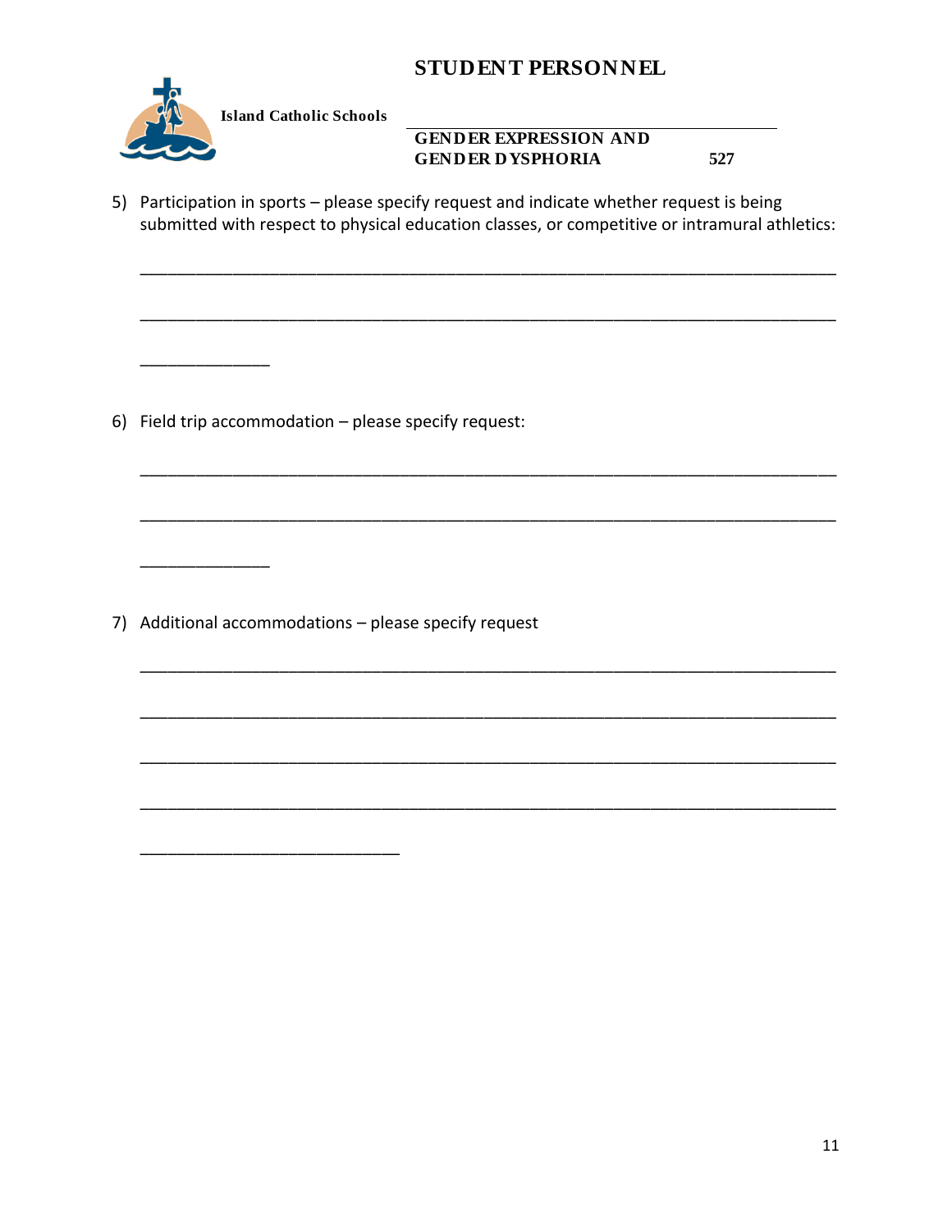5) Participation in sports – please specify request and indicate whether request is being submitted with respect to physical education classes, or competitive or intramural athletics:

______________________________________________________________________________

______________________________________________________________________________

______________

6) Field trip accommodation – please specify request:

______________________________________________________________________________

______________________________________________________________________________

______________

7) Additional accommodations – please specify request

______________________________________________________________________________

______________________________________________________________________________

______________________________________________________________________________

______________________________________________________________________________

____________________________